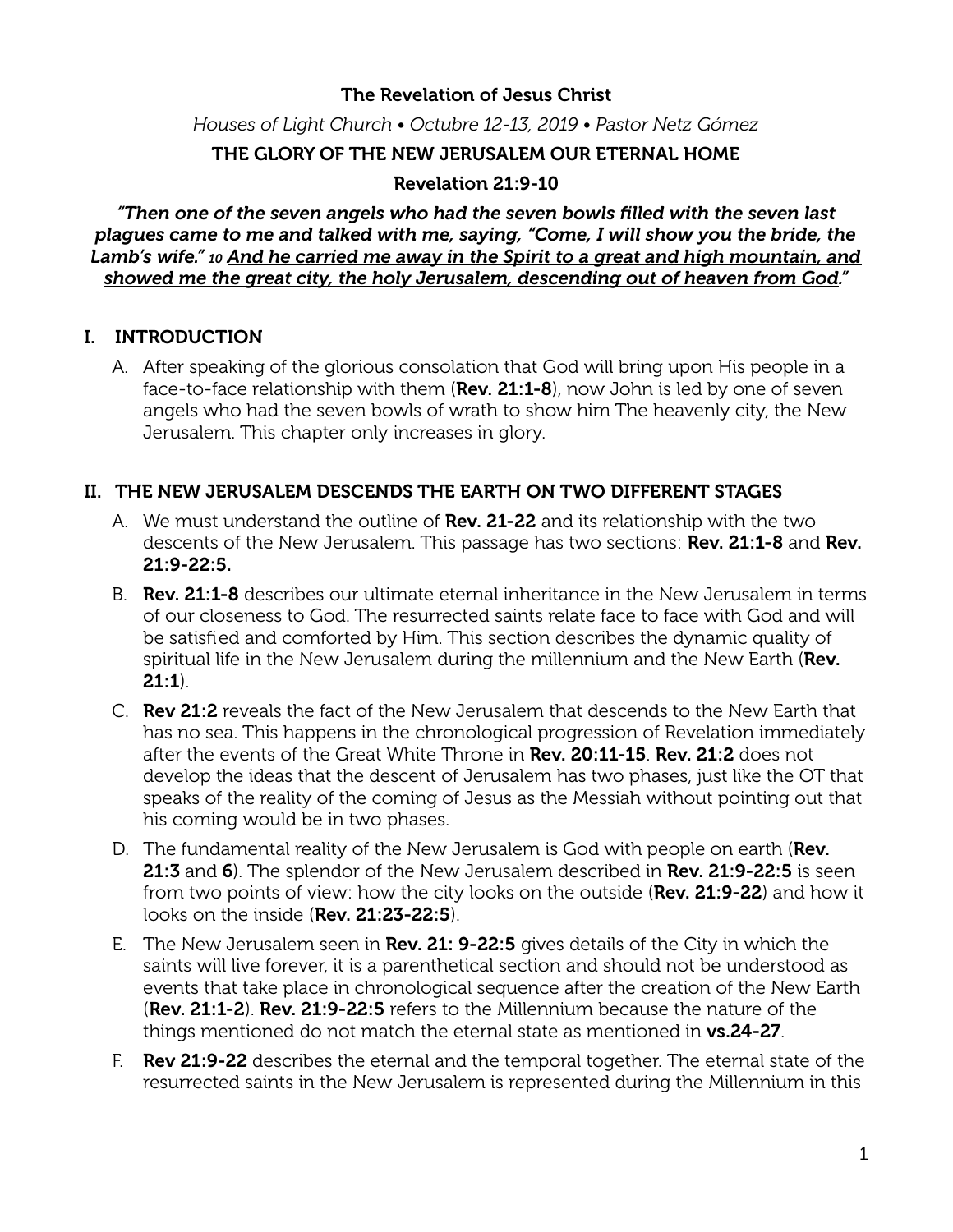**The Revelation of Jesus Christ**

*Houses of Light Church • Octubre 12-13, 2019 • Pastor Netz Gómez*

# THE GLORY OF THE NEW JERUSALEM OUR ETERNAL HOME

**Revelation 21:9-10**

***"Then one of the seven angels who had the seven bowls filled with the seven last plagues came to me and talked with me, saying, "Come, I will show you the bride, the Lamb's wife." 10 <u>And he carried me away in the Spirit to a great and high mountain, and showed me the great city, the holy Jerusalem, descending out of heaven from God</u>."***

## I. INTRODUCTION

A. After speaking of the glorious consolation that God will bring upon His people in a face-to-face relationship with them (**Rev. 21:1-8**), now John is led by one of seven angels who had the seven bowls of wrath to show him The heavenly city, the New Jerusalem. This chapter only increases in glory.

## II. THE NEW JERUSALEM DESCENDS THE EARTH ON TWO DIFFERENT STAGES

A. We must understand the outline of **Rev. 21-22** and its relationship with the two descents of the New Jerusalem. This passage has two sections: **Rev. 21:1-8** and **Rev. 21:9-22:5.**

B. **Rev. 21:1-8** describes our ultimate eternal inheritance in the New Jerusalem in terms of our closeness to God. The resurrected saints relate face to face with God and will be satisfied and comforted by Him. This section describes the dynamic quality of spiritual life in the New Jerusalem during the millennium and the New Earth (**Rev. 21:1**).

C. **Rev 21:2** reveals the fact of the New Jerusalem that descends to the New Earth that has no sea. This happens in the chronological progression of Revelation immediately after the events of the Great White Throne in **Rev. 20:11-15**. **Rev. 21:2** does not develop the ideas that the descent of Jerusalem has two phases, just like the OT that speaks of the reality of the coming of Jesus as the Messiah without pointing out that his coming would be in two phases.

D. The fundamental reality of the New Jerusalem is God with people on earth (**Rev. 21:3** and **6**). The splendor of the New Jerusalem described in **Rev. 21:9-22:5** is seen from two points of view: how the city looks on the outside (**Rev. 21:9-22**) and how it looks on the inside (**Rev. 21:23-22:5**).

E. The New Jerusalem seen in **Rev. 21: 9-22:5** gives details of the City in which the saints will live forever, it is a parenthetical section and should not be understood as events that take place in chronological sequence after the creation of the New Earth (**Rev. 21:1-2**). **Rev. 21:9-22:5** refers to the Millennium because the nature of the things mentioned do not match the eternal state as mentioned in **vs.24-27**.

F. **Rev 21:9-22** describes the eternal and the temporal together. The eternal state of the resurrected saints in the New Jerusalem is represented during the Millennium in this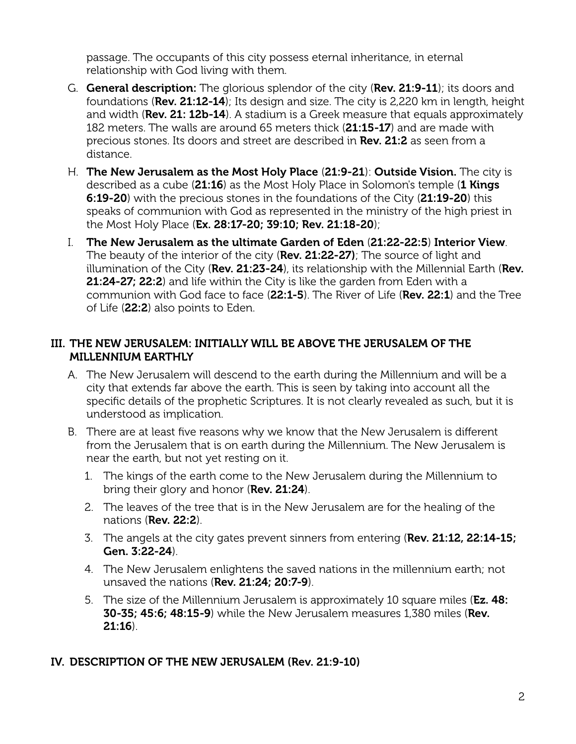passage. The occupants of this city possess eternal inheritance, in eternal relationship with God living with them.

G. **General description:** The glorious splendor of the city (**Rev. 21:9-11**); its doors and foundations (**Rev. 21:12-14**); Its design and size. The city is 2,220 km in length, height and width (**Rev. 21: 12b-14**). A stadium is a Greek measure that equals approximately 182 meters. The walls are around 65 meters thick (**21:15-17**) and are made with precious stones. Its doors and street are described in **Rev. 21:2** as seen from a distance.

H. **The New Jerusalem as the Most Holy Place** (**21:9-21**): **Outside Vision.** The city is described as a cube (**21:16**) as the Most Holy Place in Solomon's temple (**1 Kings 6:19-20**) with the precious stones in the foundations of the City (**21:19-20**) this speaks of communion with God as represented in the ministry of the high priest in the Most Holy Place (**Ex. 28:17-20; 39:10; Rev. 21:18-20**);

I. **The New Jerusalem as the ultimate Garden of Eden** (**21:22-22:5**) **Interior View**. The beauty of the interior of the city (**Rev. 21:22-27)**; The source of light and illumination of the City (**Rev. 21:23-24**), its relationship with the Millennial Earth (**Rev. 21:24-27; 22:2**) and life within the City is like the garden from Eden with a communion with God face to face (**22:1-5**). The River of Life (**Rev. 22:1**) and the Tree of Life (**22:2**) also points to Eden.

## III. THE NEW JERUSALEM: INITIALLY WILL BE ABOVE THE JERUSALEM OF THE MILLENNIUM EARTHLY

A. The New Jerusalem will descend to the earth during the Millennium and will be a city that extends far above the earth. This is seen by taking into account all the specific details of the prophetic Scriptures. It is not clearly revealed as such, but it is understood as implication.

B. There are at least five reasons why we know that the New Jerusalem is different from the Jerusalem that is on earth during the Millennium. The New Jerusalem is near the earth, but not yet resting on it.

   1. The kings of the earth come to the New Jerusalem during the Millennium to bring their glory and honor (**Rev. 21:24**).
   2. The leaves of the tree that is in the New Jerusalem are for the healing of the nations (**Rev. 22:2**).
   3. The angels at the city gates prevent sinners from entering (**Rev. 21:12, 22:14-15; Gen. 3:22-24**).
   4. The New Jerusalem enlightens the saved nations in the millennium earth; not unsaved the nations (**Rev. 21:24; 20:7-9**).
   5. The size of the Millennium Jerusalem is approximately 10 square miles (**Ez. 48: 30-35; 45:6; 48:15-9**) while the New Jerusalem measures 1,380 miles (**Rev. 21:16**).

## IV. DESCRIPTION OF THE NEW JERUSALEM (Rev. 21:9-10)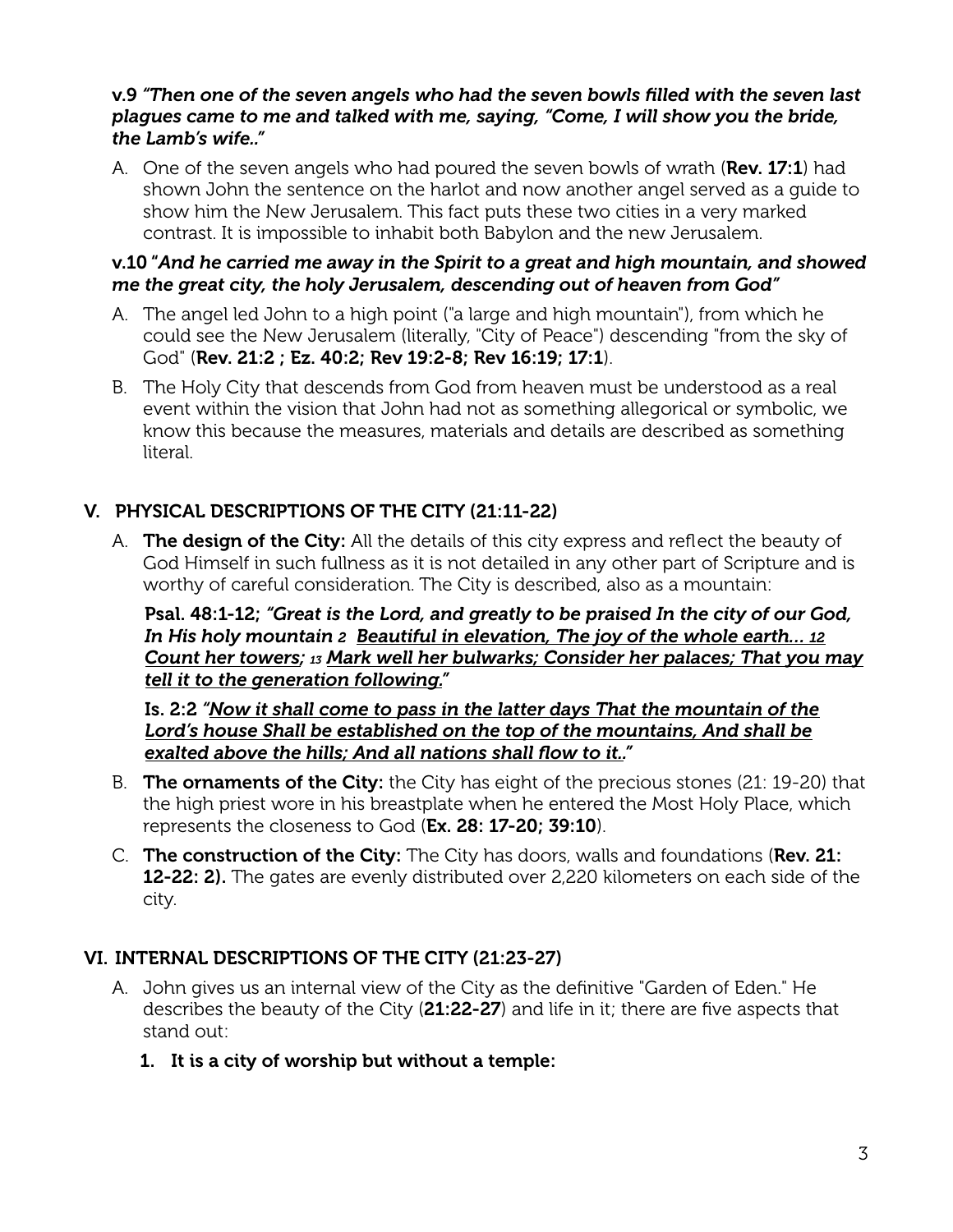**v.9** ***"Then one of the seven angels who had the seven bowls filled with the seven last plagues came to me and talked with me, saying, "Come, I will show you the bride, the Lamb's wife.."***

A. One of the seven angels who had poured the seven bowls of wrath (**Rev. 17:1**) had shown John the sentence on the harlot and now another angel served as a guide to show him the New Jerusalem. This fact puts these two cities in a very marked contrast. It is impossible to inhabit both Babylon and the new Jerusalem.

**v.10** ***"And he carried me away in the Spirit to a great and high mountain, and showed me the great city, the holy Jerusalem, descending out of heaven from God"***

A. The angel led John to a high point ("a large and high mountain"), from which he could see the New Jerusalem (literally, "City of Peace") descending "from the sky of God" (**Rev. 21:2 ; Ez. 40:2; Rev 19:2-8; Rev 16:19; 17:1**).

B. The Holy City that descends from God from heaven must be understood as a real event within the vision that John had not as something allegorical or symbolic, we know this because the measures, materials and details are described as something literal.

## V. PHYSICAL DESCRIPTIONS OF THE CITY (21:11-22)

A. **The design of the City:** All the details of this city express and reflect the beauty of God Himself in such fullness as it is not detailed in any other part of Scripture and is worthy of careful consideration. The City is described, also as a mountain:

   **Psal. 48:1-12;** ***"Great is the Lord, and greatly to be praised In the city of our God, In His holy mountain*** *2* ***<u>Beautiful in elevation, The joy of the whole earth...</u>*** *12* ***<u>Count her towers;</u>*** *13* ***<u>Mark well her bulwarks; Consider her palaces; That you may tell it to the generation following."</u>***

   **Is. 2:2** ***"<u>Now it shall come to pass in the latter days That the mountain of the Lord's house Shall be established on the top of the mountains, And shall be exalted above the hills; And all nations shall flow to it.</u>."***

B. **The ornaments of the City:** the City has eight of the precious stones (21: 19-20) that the high priest wore in his breastplate when he entered the Most Holy Place, which represents the closeness to God (**Ex. 28: 17-20; 39:10**).

C. **The construction of the City:** The City has doors, walls and foundations (**Rev. 21: 12-22: 2).** The gates are evenly distributed over 2,220 kilometers on each side of the city.

## VI. INTERNAL DESCRIPTIONS OF THE CITY (21:23-27)

A. John gives us an internal view of the City as the definitive "Garden of Eden." He describes the beauty of the City (**21:22-27**) and life in it; there are five aspects that stand out:

   1. **It is a city of worship but without a temple:**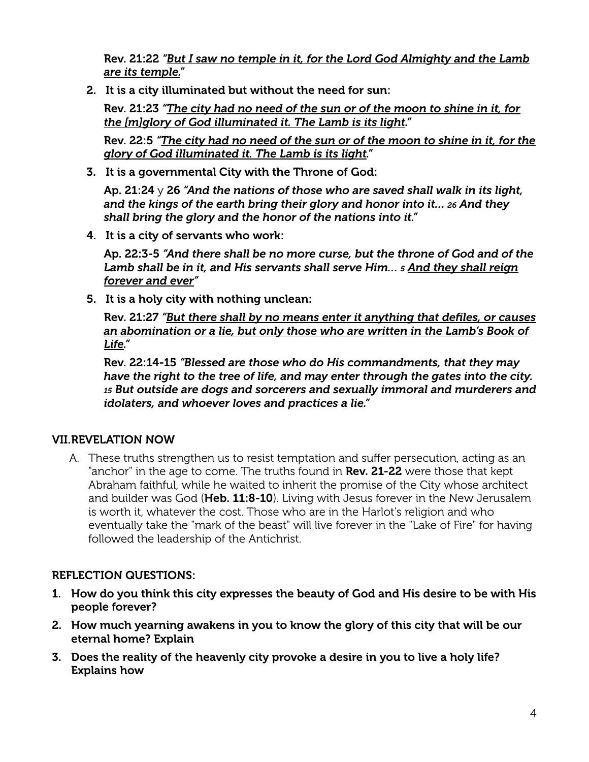Rev. 21:22 *"__But I saw no temple in it, for the Lord God Almighty and the Lamb are its temple.__"*

2. **It is a city illuminated but without the need for sun:**

   Rev. 21:23 *"__The city had no need of the sun or of the moon to shine in it, for the [m]glory of God illuminated it. The Lamb is its light__."*

   Rev. 22:5 *"__The city had no need of the sun or of the moon to shine in it, for the glory of God illuminated it. The Lamb is its light__."*

3. **It is a governmental City with the Throne of God:**

   **Ap. 21:24** y **26** ***"And the nations of those who are saved shall walk in its light, and the kings of the earth bring their glory and honor into it... 26 And they shall bring the glory and the honor of the nations into it."***

4. **It is a city of servants who work:**

   **Ap. 22:3-5** ***"And there shall be no more curse, but the throne of God and of the Lamb shall be in it, and His servants shall serve Him... 5 __And they shall reign forever and ever__"***

5. **It is a holy city with nothing unclean:**

   Rev. 21:27 *"__But there shall by no means enter it anything that defiles, or causes an abomination or a lie, but only those who are written in the Lamb's Book of Life__."*

   **Rev. 22:14-15** ***"Blessed are those who do His commandments, that they may have the right to the tree of life, and may enter through the gates into the city. 15 But outside are dogs and sorcerers and sexually immoral and murderers and idolaters, and whoever loves and practices a lie."***

## VII. REVELATION NOW

A. These truths strengthen us to resist temptation and suffer persecution, acting as an "anchor" in the age to come. The truths found in **Rev. 21-22** were those that kept Abraham faithful, while he waited to inherit the promise of the City whose architect and builder was God (**Heb. 11:8-10**). Living with Jesus forever in the New Jerusalem is worth it, whatever the cost. Those who are in the Harlot's religion and who eventually take the "mark of the beast" will live forever in the "Lake of Fire" for having followed the leadership of the Antichrist.

## REFLECTION QUESTIONS:

1. **How do you think this city expresses the beauty of God and His desire to be with His people forever?**
2. **How much yearning awakens in you to know the glory of this city that will be our eternal home? Explain**
3. **Does the reality of the heavenly city provoke a desire in you to live a holy life? Explains how**